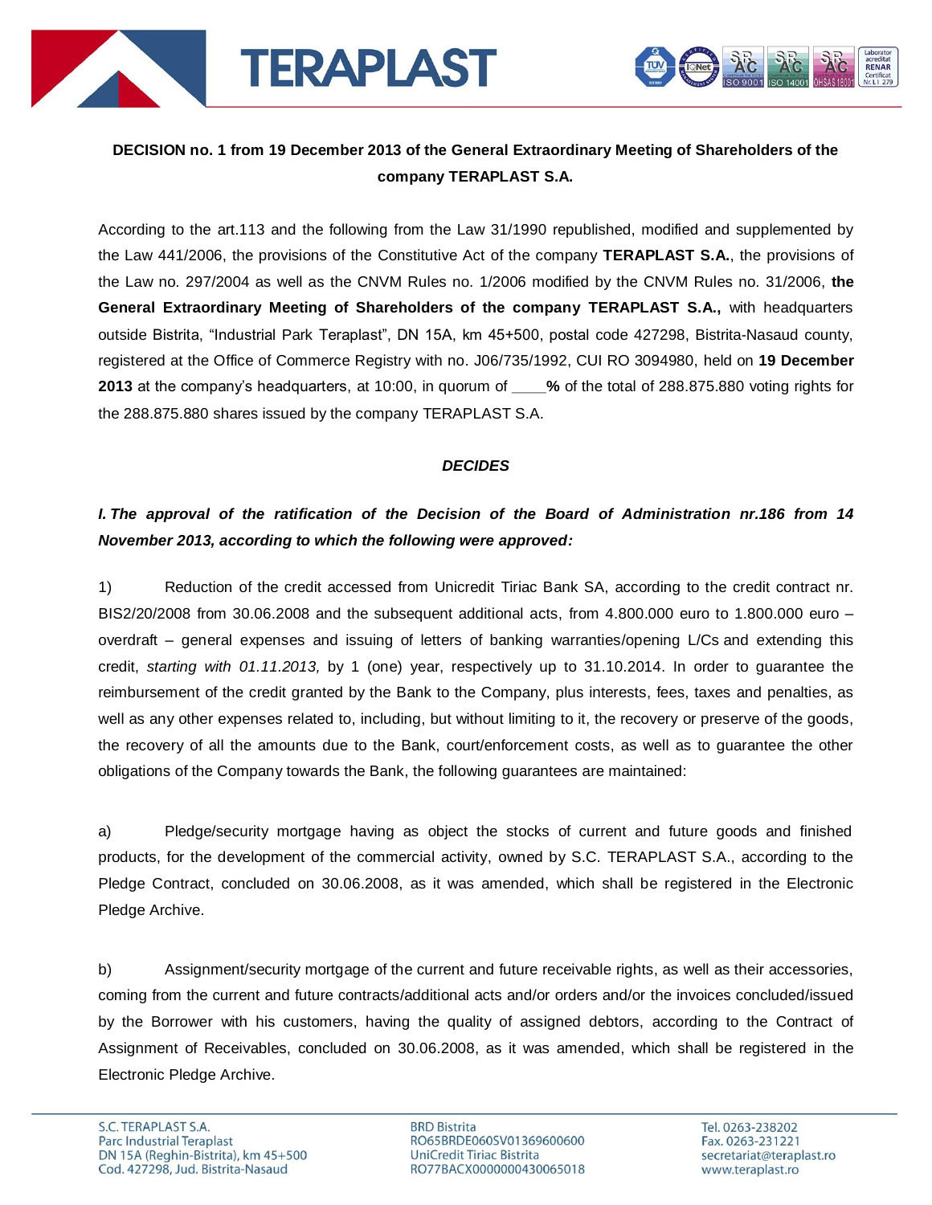**DECISION no. 1 from 19 December 2013 of the General Extraordinary Meeting of Shareholders of the company TERAPLAST S.A.**

According to the art.113 and the following from the Law 31/1990 republished, modified and supplemented by the Law 441/2006, the provisions of the Constitutive Act of the company **TERAPLAST S.A.**, the provisions of the Law no. 297/2004 as well as the CNVM Rules no. 1/2006 modified by the CNVM Rules no. 31/2006, **the General Extraordinary Meeting of Shareholders of the company TERAPLAST S.A.,** with headquarters outside Bistrita, "Industrial Park Teraplast", DN 15A, km 45+500, postal code 427298, Bistrita-Nasaud county, registered at the Office of Commerce Registry with no. J06/735/1992, CUI RO 3094980, held on **19 December 2013** at the company's headquarters, at 10:00, in quorum of **____%** of the total of 288.875.880 voting rights for the 288.875.880 shares issued by the company TERAPLAST S.A.

***DECIDES***

***I. The approval of the ratification of the Decision of the Board of Administration nr.186 from 14 November 2013, according to which the following were approved:***

1) Reduction of the credit accessed from Unicredit Tiriac Bank SA, according to the credit contract nr. BIS2/20/2008 from 30.06.2008 and the subsequent additional acts, from 4.800.000 euro to 1.800.000 euro – overdraft – general expenses and issuing of letters of banking warranties/opening L/Cs and extending this credit, *starting with 01.11.2013,* by 1 (one) year, respectively up to 31.10.2014. In order to guarantee the reimbursement of the credit granted by the Bank to the Company, plus interests, fees, taxes and penalties, as well as any other expenses related to, including, but without limiting to it, the recovery or preserve of the goods, the recovery of all the amounts due to the Bank, court/enforcement costs, as well as to guarantee the other obligations of the Company towards the Bank, the following guarantees are maintained:

a) Pledge/security mortgage having as object the stocks of current and future goods and finished products, for the development of the commercial activity, owned by S.C. TERAPLAST S.A., according to the Pledge Contract, concluded on 30.06.2008, as it was amended, which shall be registered in the Electronic Pledge Archive.

b) Assignment/security mortgage of the current and future receivable rights, as well as their accessories, coming from the current and future contracts/additional acts and/or orders and/or the invoices concluded/issued by the Borrower with his customers, having the quality of assigned debtors, according to the Contract of Assignment of Receivables, concluded on 30.06.2008, as it was amended, which shall be registered in the Electronic Pledge Archive.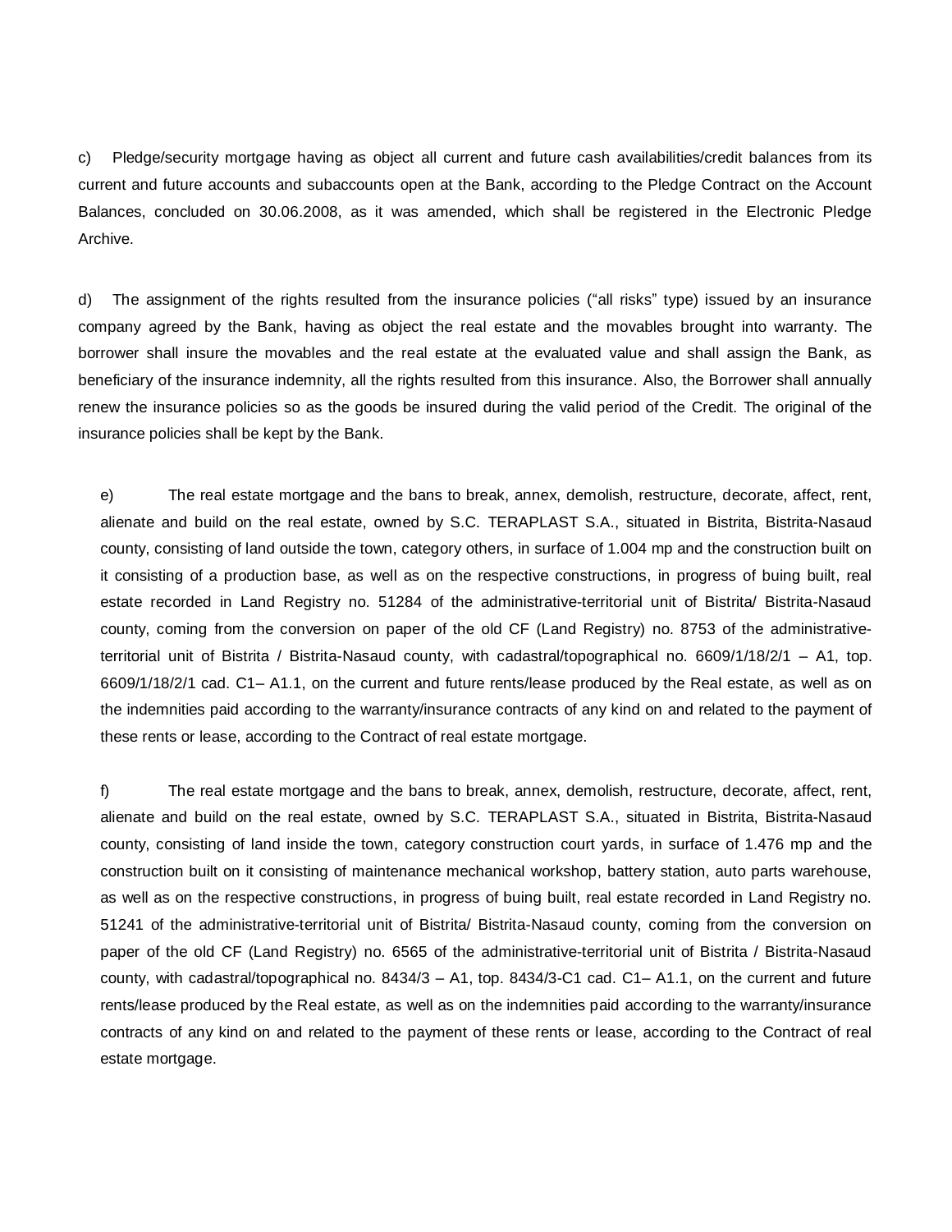c) Pledge/security mortgage having as object all current and future cash availabilities/credit balances from its current and future accounts and subaccounts open at the Bank, according to the Pledge Contract on the Account Balances, concluded on 30.06.2008, as it was amended, which shall be registered in the Electronic Pledge Archive.

d) The assignment of the rights resulted from the insurance policies ("all risks" type) issued by an insurance company agreed by the Bank, having as object the real estate and the movables brought into warranty. The borrower shall insure the movables and the real estate at the evaluated value and shall assign the Bank, as beneficiary of the insurance indemnity, all the rights resulted from this insurance. Also, the Borrower shall annually renew the insurance policies so as the goods be insured during the valid period of the Credit. The original of the insurance policies shall be kept by the Bank.

e) The real estate mortgage and the bans to break, annex, demolish, restructure, decorate, affect, rent, alienate and build on the real estate, owned by S.C. TERAPLAST S.A., situated in Bistrita, Bistrita-Nasaud county, consisting of land outside the town, category others, in surface of 1.004 mp and the construction built on it consisting of a production base, as well as on the respective constructions, in progress of buing built, real estate recorded in Land Registry no. 51284 of the administrative-territorial unit of Bistrita/ Bistrita-Nasaud county, coming from the conversion on paper of the old CF (Land Registry) no. 8753 of the administrative-territorial unit of Bistrita / Bistrita-Nasaud county, with cadastral/topographical no. 6609/1/18/2/1 – A1, top. 6609/1/18/2/1 cad. C1– A1.1, on the current and future rents/lease produced by the Real estate, as well as on the indemnities paid according to the warranty/insurance contracts of any kind on and related to the payment of these rents or lease, according to the Contract of real estate mortgage.

f) The real estate mortgage and the bans to break, annex, demolish, restructure, decorate, affect, rent, alienate and build on the real estate, owned by S.C. TERAPLAST S.A., situated in Bistrita, Bistrita-Nasaud county, consisting of land inside the town, category construction court yards, in surface of 1.476 mp and the construction built on it consisting of maintenance mechanical workshop, battery station, auto parts warehouse, as well as on the respective constructions, in progress of buing built, real estate recorded in Land Registry no. 51241 of the administrative-territorial unit of Bistrita/ Bistrita-Nasaud county, coming from the conversion on paper of the old CF (Land Registry) no. 6565 of the administrative-territorial unit of Bistrita / Bistrita-Nasaud county, with cadastral/topographical no. 8434/3 – A1, top. 8434/3-C1 cad. C1– A1.1, on the current and future rents/lease produced by the Real estate, as well as on the indemnities paid according to the warranty/insurance contracts of any kind on and related to the payment of these rents or lease, according to the Contract of real estate mortgage.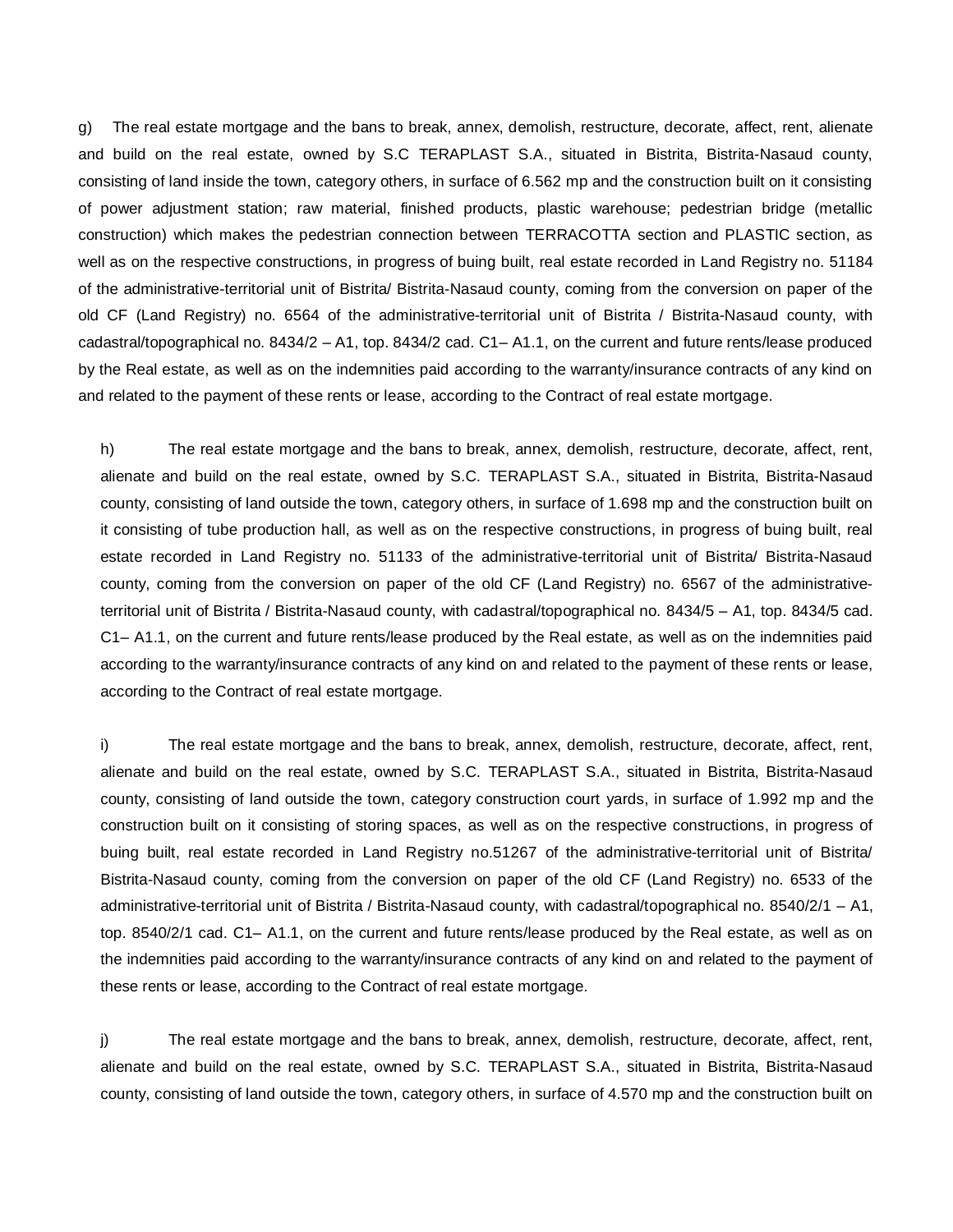g) The real estate mortgage and the bans to break, annex, demolish, restructure, decorate, affect, rent, alienate and build on the real estate, owned by S.C TERAPLAST S.A., situated in Bistrita, Bistrita-Nasaud county, consisting of land inside the town, category others, in surface of 6.562 mp and the construction built on it consisting of power adjustment station; raw material, finished products, plastic warehouse; pedestrian bridge (metallic construction) which makes the pedestrian connection between TERRACOTTA section and PLASTIC section, as well as on the respective constructions, in progress of buing built, real estate recorded in Land Registry no. 51184 of the administrative-territorial unit of Bistrita/ Bistrita-Nasaud county, coming from the conversion on paper of the old CF (Land Registry) no. 6564 of the administrative-territorial unit of Bistrita / Bistrita-Nasaud county, with cadastral/topographical no. 8434/2 – A1, top. 8434/2 cad. C1– A1.1, on the current and future rents/lease produced by the Real estate, as well as on the indemnities paid according to the warranty/insurance contracts of any kind on and related to the payment of these rents or lease, according to the Contract of real estate mortgage.

h) The real estate mortgage and the bans to break, annex, demolish, restructure, decorate, affect, rent, alienate and build on the real estate, owned by S.C. TERAPLAST S.A., situated in Bistrita, Bistrita-Nasaud county, consisting of land outside the town, category others, in surface of 1.698 mp and the construction built on it consisting of tube production hall, as well as on the respective constructions, in progress of buing built, real estate recorded in Land Registry no. 51133 of the administrative-territorial unit of Bistrita/ Bistrita-Nasaud county, coming from the conversion on paper of the old CF (Land Registry) no. 6567 of the administrative-territorial unit of Bistrita / Bistrita-Nasaud county, with cadastral/topographical no. 8434/5 – A1, top. 8434/5 cad. C1– A1.1, on the current and future rents/lease produced by the Real estate, as well as on the indemnities paid according to the warranty/insurance contracts of any kind on and related to the payment of these rents or lease, according to the Contract of real estate mortgage.

i) The real estate mortgage and the bans to break, annex, demolish, restructure, decorate, affect, rent, alienate and build on the real estate, owned by S.C. TERAPLAST S.A., situated in Bistrita, Bistrita-Nasaud county, consisting of land outside the town, category construction court yards, in surface of 1.992 mp and the construction built on it consisting of storing spaces, as well as on the respective constructions, in progress of buing built, real estate recorded in Land Registry no.51267 of the administrative-territorial unit of Bistrita/ Bistrita-Nasaud county, coming from the conversion on paper of the old CF (Land Registry) no. 6533 of the administrative-territorial unit of Bistrita / Bistrita-Nasaud county, with cadastral/topographical no. 8540/2/1 – A1, top. 8540/2/1 cad. C1– A1.1, on the current and future rents/lease produced by the Real estate, as well as on the indemnities paid according to the warranty/insurance contracts of any kind on and related to the payment of these rents or lease, according to the Contract of real estate mortgage.

j) The real estate mortgage and the bans to break, annex, demolish, restructure, decorate, affect, rent, alienate and build on the real estate, owned by S.C. TERAPLAST S.A., situated in Bistrita, Bistrita-Nasaud county, consisting of land outside the town, category others, in surface of 4.570 mp and the construction built on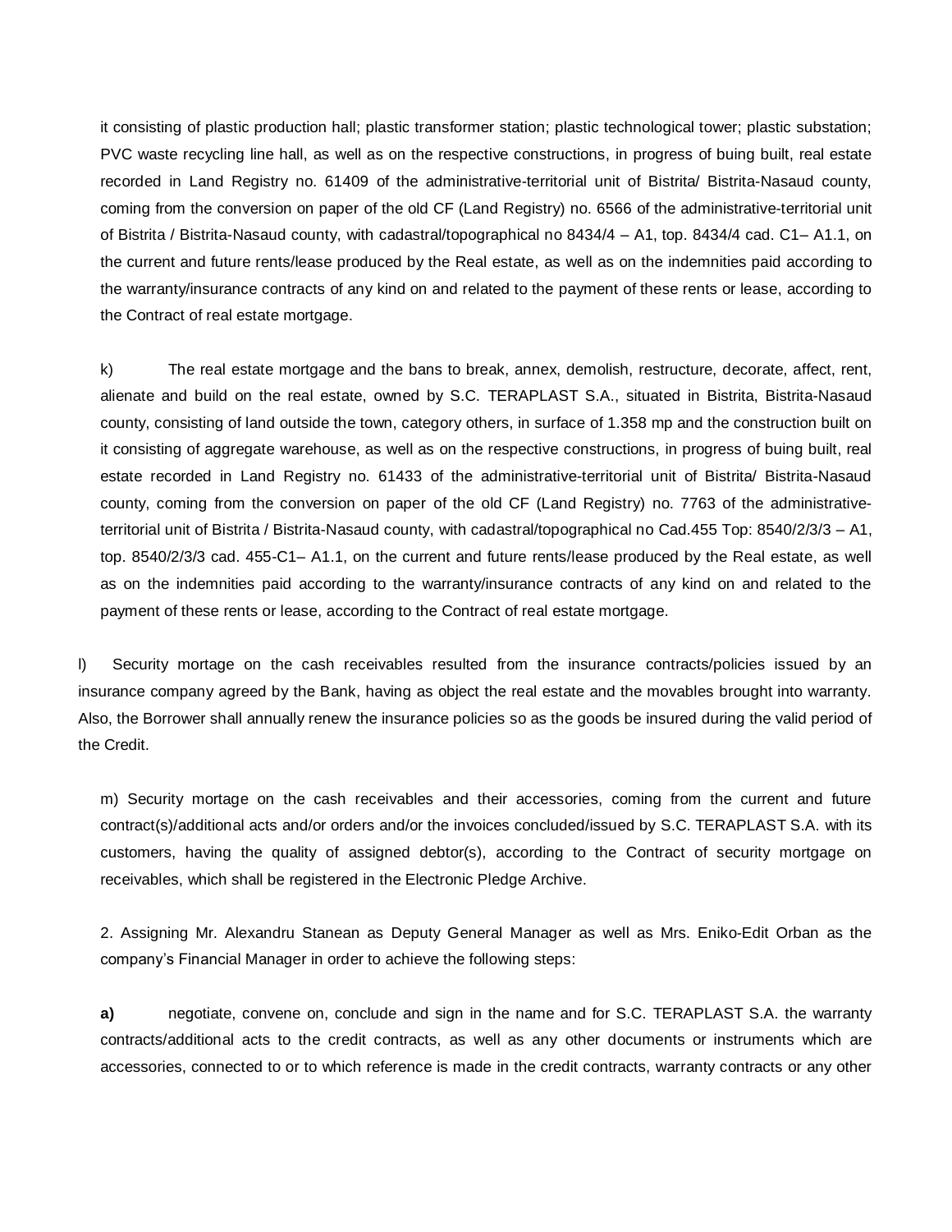it consisting of plastic production hall; plastic transformer station; plastic technological tower; plastic substation; PVC waste recycling line hall, as well as on the respective constructions, in progress of buing built, real estate recorded in Land Registry no. 61409 of the administrative-territorial unit of Bistrita/ Bistrita-Nasaud county, coming from the conversion on paper of the old CF (Land Registry) no. 6566 of the administrative-territorial unit of Bistrita / Bistrita-Nasaud county, with cadastral/topographical no 8434/4 – A1, top. 8434/4 cad. C1– A1.1, on the current and future rents/lease produced by the Real estate, as well as on the indemnities paid according to the warranty/insurance contracts of any kind on and related to the payment of these rents or lease, according to the Contract of real estate mortgage.

k) The real estate mortgage and the bans to break, annex, demolish, restructure, decorate, affect, rent, alienate and build on the real estate, owned by S.C. TERAPLAST S.A., situated in Bistrita, Bistrita-Nasaud county, consisting of land outside the town, category others, in surface of 1.358 mp and the construction built on it consisting of aggregate warehouse, as well as on the respective constructions, in progress of buing built, real estate recorded in Land Registry no. 61433 of the administrative-territorial unit of Bistrita/ Bistrita-Nasaud county, coming from the conversion on paper of the old CF (Land Registry) no. 7763 of the administrative-territorial unit of Bistrita / Bistrita-Nasaud county, with cadastral/topographical no Cad.455 Top: 8540/2/3/3 – A1, top. 8540/2/3/3 cad. 455-C1– A1.1, on the current and future rents/lease produced by the Real estate, as well as on the indemnities paid according to the warranty/insurance contracts of any kind on and related to the payment of these rents or lease, according to the Contract of real estate mortgage.

l) Security mortage on the cash receivables resulted from the insurance contracts/policies issued by an insurance company agreed by the Bank, having as object the real estate and the movables brought into warranty. Also, the Borrower shall annually renew the insurance policies so as the goods be insured during the valid period of the Credit.

m) Security mortage on the cash receivables and their accessories, coming from the current and future contract(s)/additional acts and/or orders and/or the invoices concluded/issued by S.C. TERAPLAST S.A. with its customers, having the quality of assigned debtor(s), according to the Contract of security mortgage on receivables, which shall be registered in the Electronic Pledge Archive.

2. Assigning Mr. Alexandru Stanean as Deputy General Manager as well as Mrs. Eniko-Edit Orban as the company's Financial Manager in order to achieve the following steps:

**a)** negotiate, convene on, conclude and sign in the name and for S.C. TERAPLAST S.A. the warranty contracts/additional acts to the credit contracts, as well as any other documents or instruments which are accessories, connected to or to which reference is made in the credit contracts, warranty contracts or any other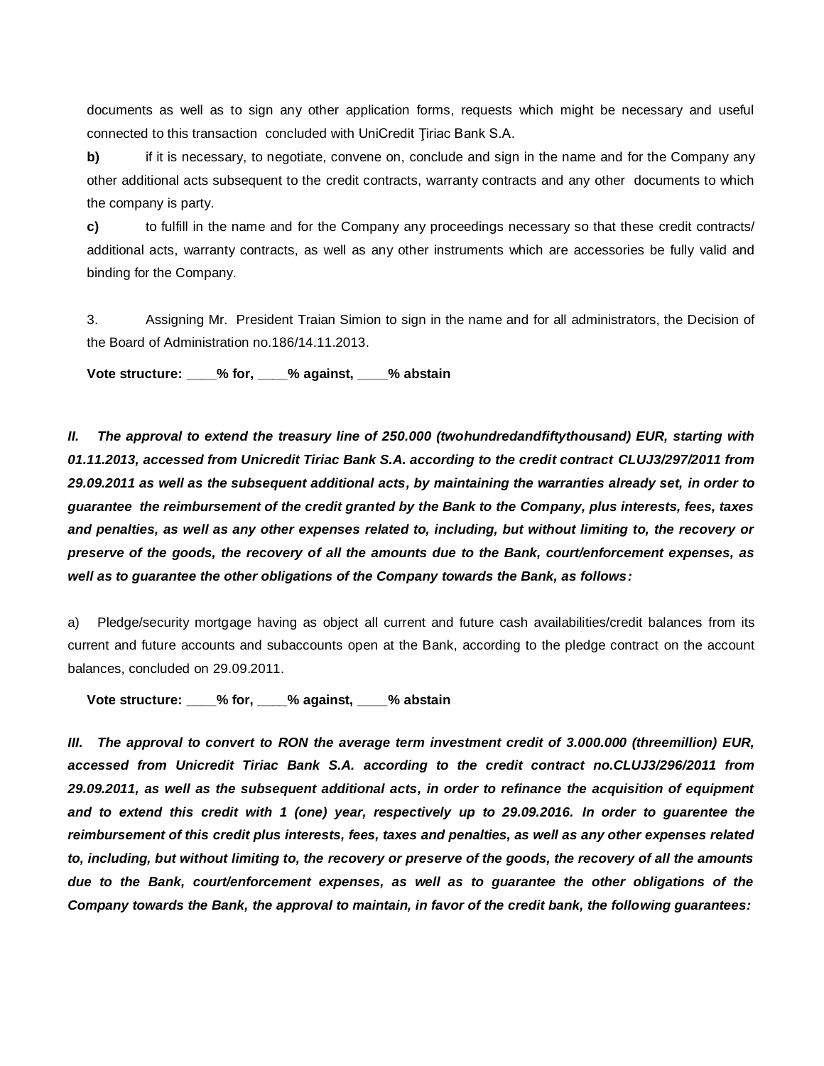documents as well as to sign any other application forms, requests which might be necessary and useful connected to this transaction concluded with UniCredit Ţiriac Bank S.A.

**b)** if it is necessary, to negotiate, convene on, conclude and sign in the name and for the Company any other additional acts subsequent to the credit contracts, warranty contracts and any other documents to which the company is party.

**c)** to fulfill in the name and for the Company any proceedings necessary so that these credit contracts/ additional acts, warranty contracts, as well as any other instruments which are accessories be fully valid and binding for the Company.

3. Assigning Mr. President Traian Simion to sign in the name and for all administrators, the Decision of the Board of Administration no.186/14.11.2013.

**Vote structure: ____% for, ____% against, ____% abstain**

***II. The approval to extend the treasury line of 250.000 (twohundredandfiftythousand) EUR, starting with 01.11.2013, accessed from Unicredit Tiriac Bank S.A. according to the credit contract CLUJ3/297/2011 from 29.09.2011 as well as the subsequent additional acts, by maintaining the warranties already set, in order to guarantee the reimbursement of the credit granted by the Bank to the Company, plus interests, fees, taxes and penalties, as well as any other expenses related to, including, but without limiting to, the recovery or preserve of the goods, the recovery of all the amounts due to the Bank, court/enforcement expenses, as well as to guarantee the other obligations of the Company towards the Bank, as follows:***

a) Pledge/security mortgage having as object all current and future cash availabilities/credit balances from its current and future accounts and subaccounts open at the Bank, according to the pledge contract on the account balances, concluded on 29.09.2011.

**Vote structure: ____% for, ____% against, ____% abstain**

***III. The approval to convert to RON the average term investment credit of 3.000.000 (threemillion) EUR, accessed from Unicredit Tiriac Bank S.A. according to the credit contract no.CLUJ3/296/2011 from 29.09.2011, as well as the subsequent additional acts, in order to refinance the acquisition of equipment and to extend this credit with 1 (one) year, respectively up to 29.09.2016. In order to guarentee the reimbursement of this credit plus interests, fees, taxes and penalties, as well as any other expenses related to, including, but without limiting to, the recovery or preserve of the goods, the recovery of all the amounts due to the Bank, court/enforcement expenses, as well as to guarantee the other obligations of the Company towards the Bank, the approval to maintain, in favor of the credit bank, the following guarantees:***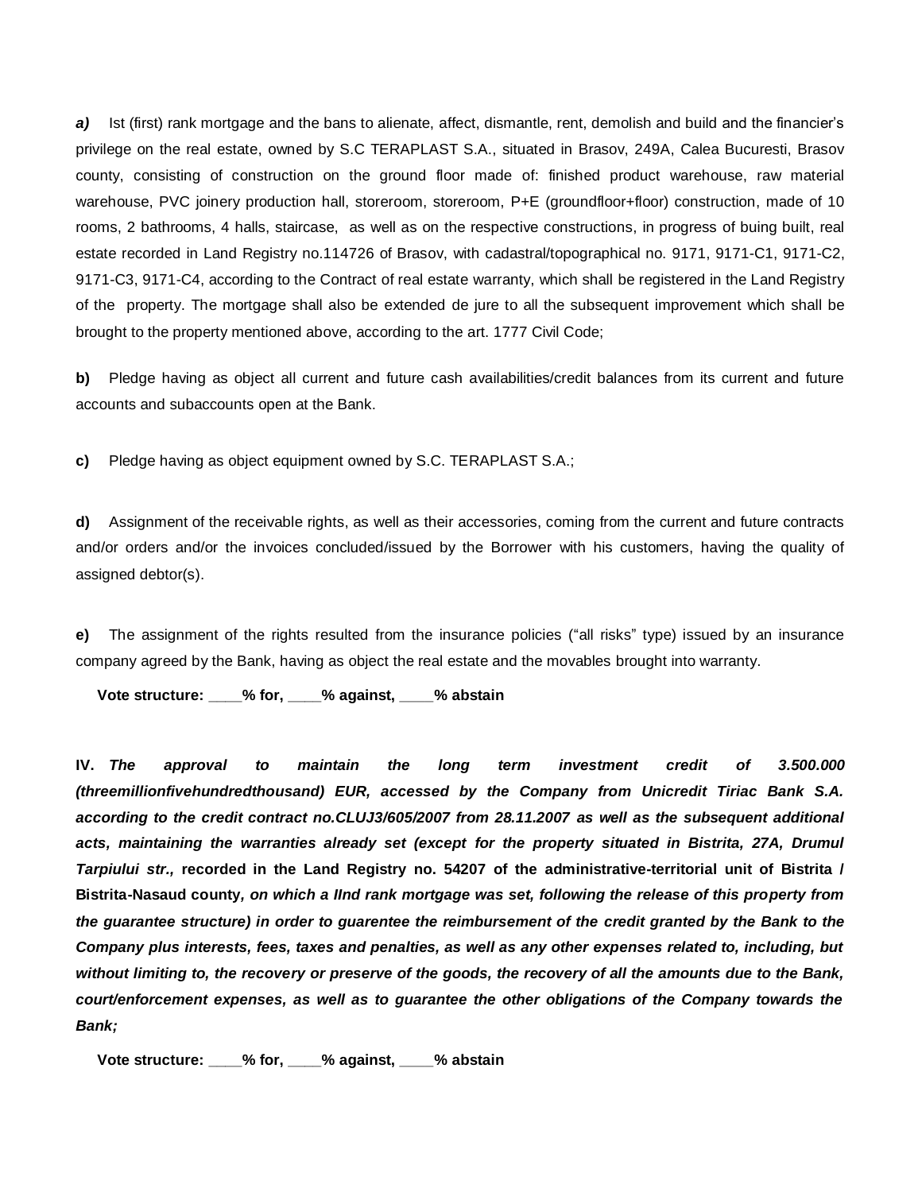***a)*** Ist (first) rank mortgage and the bans to alienate, affect, dismantle, rent, demolish and build and the financier's privilege on the real estate, owned by S.C TERAPLAST S.A., situated in Brasov, 249A, Calea Bucuresti, Brasov county, consisting of construction on the ground floor made of: finished product warehouse, raw material warehouse, PVC joinery production hall, storeroom, storeroom, P+E (groundfloor+floor) construction, made of 10 rooms, 2 bathrooms, 4 halls, staircase, as well as on the respective constructions, in progress of buing built, real estate recorded in Land Registry no.114726 of Brasov, with cadastral/topographical no. 9171, 9171-C1, 9171-C2, 9171-C3, 9171-C4, according to the Contract of real estate warranty, which shall be registered in the Land Registry of the property. The mortgage shall also be extended de jure to all the subsequent improvement which shall be brought to the property mentioned above, according to the art. 1777 Civil Code;

**b)** Pledge having as object all current and future cash availabilities/credit balances from its current and future accounts and subaccounts open at the Bank.

**c)** Pledge having as object equipment owned by S.C. TERAPLAST S.A.;

**d)** Assignment of the receivable rights, as well as their accessories, coming from the current and future contracts and/or orders and/or the invoices concluded/issued by the Borrower with his customers, having the quality of assigned debtor(s).

**e)** The assignment of the rights resulted from the insurance policies ("all risks" type) issued by an insurance company agreed by the Bank, having as object the real estate and the movables brought into warranty.

**Vote structure: ____% for, ____% against, ____% abstain**

**IV.** ***The approval to maintain the long term investment credit of 3.500.000 (threemillionfivehundredthousand) EUR, accessed by the Company from Unicredit Tiriac Bank S.A. according to the credit contract no.CLUJ3/605/2007 from 28.11.2007 as well as the subsequent additional acts, maintaining the warranties already set (except for the property situated in Bistrita, 27A, Drumul Tarpiului str.,*** **recorded in the Land Registry no. 54207 of the administrative-territorial unit of Bistrita / Bistrita-Nasaud county*****, on which a IInd rank mortgage was set, following the release of this property from the guarantee structure) in order to guarentee the reimbursement of the credit granted by the Bank to the Company plus interests, fees, taxes and penalties, as well as any other expenses related to, including, but without limiting to, the recovery or preserve of the goods, the recovery of all the amounts due to the Bank, court/enforcement expenses, as well as to guarantee the other obligations of the Company towards the Bank;***

**Vote structure: ____% for, ____% against, ____% abstain**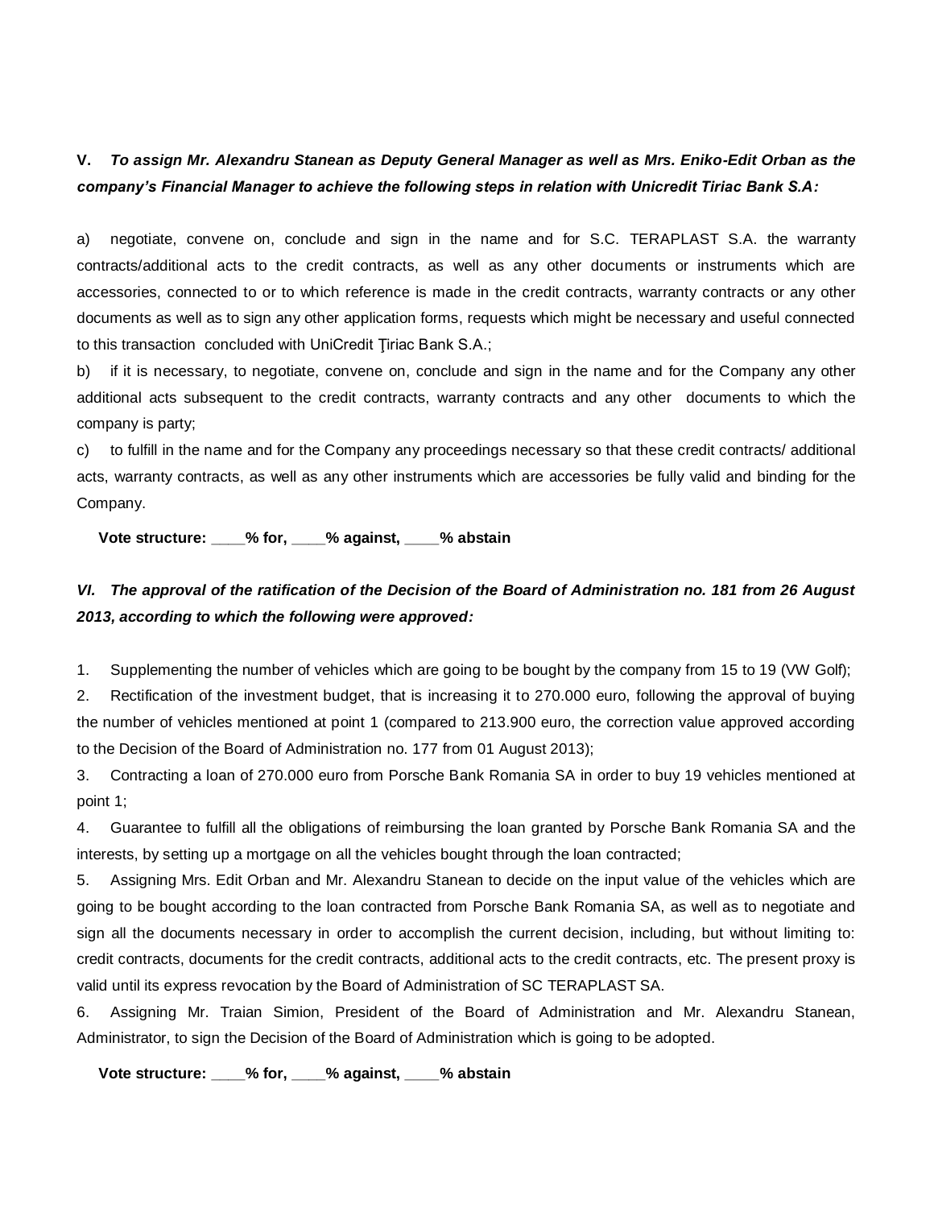**V.** ***To assign Mr. Alexandru Stanean as Deputy General Manager as well as Mrs. Eniko-Edit Orban as the company's Financial Manager to achieve the following steps in relation with Unicredit Tiriac Bank S.A:***

a) negotiate, convene on, conclude and sign in the name and for S.C. TERAPLAST S.A. the warranty contracts/additional acts to the credit contracts, as well as any other documents or instruments which are accessories, connected to or to which reference is made in the credit contracts, warranty contracts or any other documents as well as to sign any other application forms, requests which might be necessary and useful connected to this transaction concluded with UniCredit Ţiriac Bank S.A.;

b) if it is necessary, to negotiate, convene on, conclude and sign in the name and for the Company any other additional acts subsequent to the credit contracts, warranty contracts and any other documents to which the company is party;

c) to fulfill in the name and for the Company any proceedings necessary so that these credit contracts/ additional acts, warranty contracts, as well as any other instruments which are accessories be fully valid and binding for the Company.

**Vote structure: ____% for, ____% against, ____% abstain**

***VI. The approval of the ratification of the Decision of the Board of Administration no. 181 from 26 August 2013, according to which the following were approved:***

1. Supplementing the number of vehicles which are going to be bought by the company from 15 to 19 (VW Golf);
2. Rectification of the investment budget, that is increasing it to 270.000 euro, following the approval of buying the number of vehicles mentioned at point 1 (compared to 213.900 euro, the correction value approved according to the Decision of the Board of Administration no. 177 from 01 August 2013);
3. Contracting a loan of 270.000 euro from Porsche Bank Romania SA in order to buy 19 vehicles mentioned at point 1;
4. Guarantee to fulfill all the obligations of reimbursing the loan granted by Porsche Bank Romania SA and the interests, by setting up a mortgage on all the vehicles bought through the loan contracted;
5. Assigning Mrs. Edit Orban and Mr. Alexandru Stanean to decide on the input value of the vehicles which are going to be bought according to the loan contracted from Porsche Bank Romania SA, as well as to negotiate and sign all the documents necessary in order to accomplish the current decision, including, but without limiting to: credit contracts, documents for the credit contracts, additional acts to the credit contracts, etc. The present proxy is valid until its express revocation by the Board of Administration of SC TERAPLAST SA.
6. Assigning Mr. Traian Simion, President of the Board of Administration and Mr. Alexandru Stanean, Administrator, to sign the Decision of the Board of Administration which is going to be adopted.

**Vote structure: ____% for, ____% against, ____% abstain**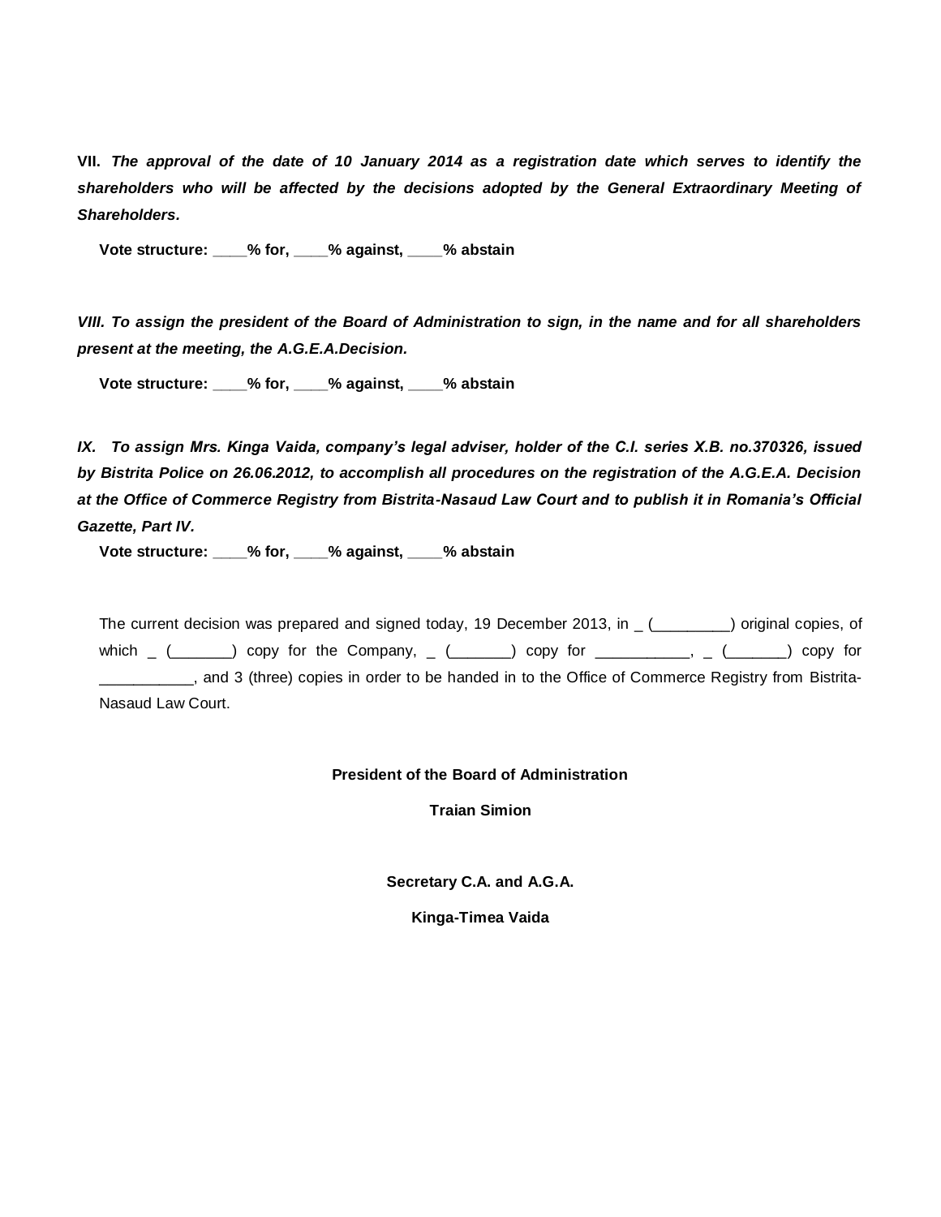**VII.** ***The approval of the date of 10 January 2014 as a registration date which serves to identify the shareholders who will be affected by the decisions adopted by the General Extraordinary Meeting of Shareholders.***

**Vote structure: ____% for, ____% against, ____% abstain**

***VIII. To assign the president of the Board of Administration to sign, in the name and for all shareholders present at the meeting, the A.G.E.A.Decision.***

**Vote structure: ____% for, ____% against, ____% abstain**

***IX. To assign Mrs. Kinga Vaida, company's legal adviser, holder of the C.I. series X.B. no.370326, issued by Bistrita Police on 26.06.2012, to accomplish all procedures on the registration of the A.G.E.A. Decision at the Office of Commerce Registry from Bistrita-Nasaud Law Court and to publish it in Romania's Official Gazette, Part IV.***

**Vote structure: ____% for, ____% against, ____% abstain**

The current decision was prepared and signed today, 19 December 2013, in _ (_________) original copies, of which _ (_______) copy for the Company, _ (_______) copy for ___________, _ (_______) copy for ___________, and 3 (three) copies in order to be handed in to the Office of Commerce Registry from Bistrita-Nasaud Law Court.

**President of the Board of Administration**

**Traian Simion**

**Secretary C.A. and A.G.A.**

**Kinga-Timea Vaida**